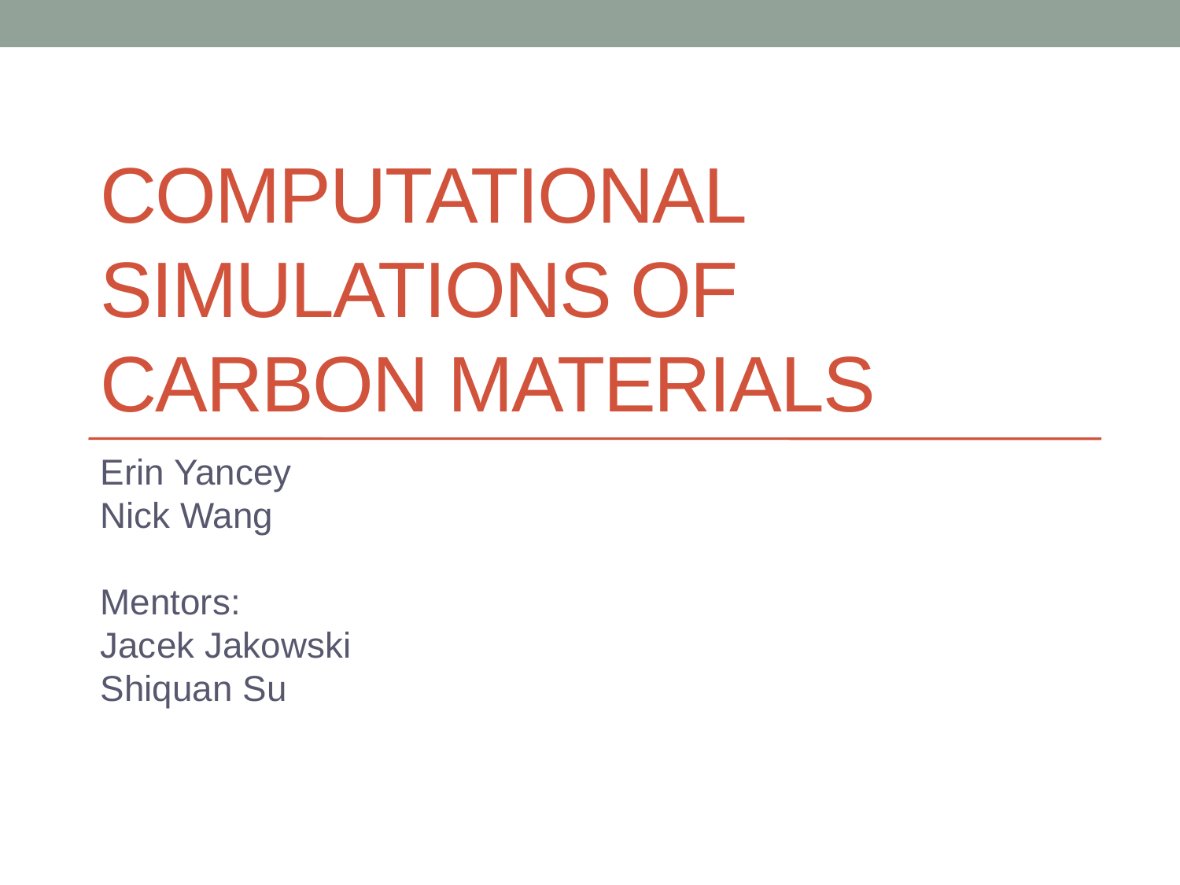# COMPUTATIONAL SIMULATIONS OF CARBON MATERIALS

Erin Yancey
Nick Wang

Mentors:
Jacek Jakowski
Shiquan Su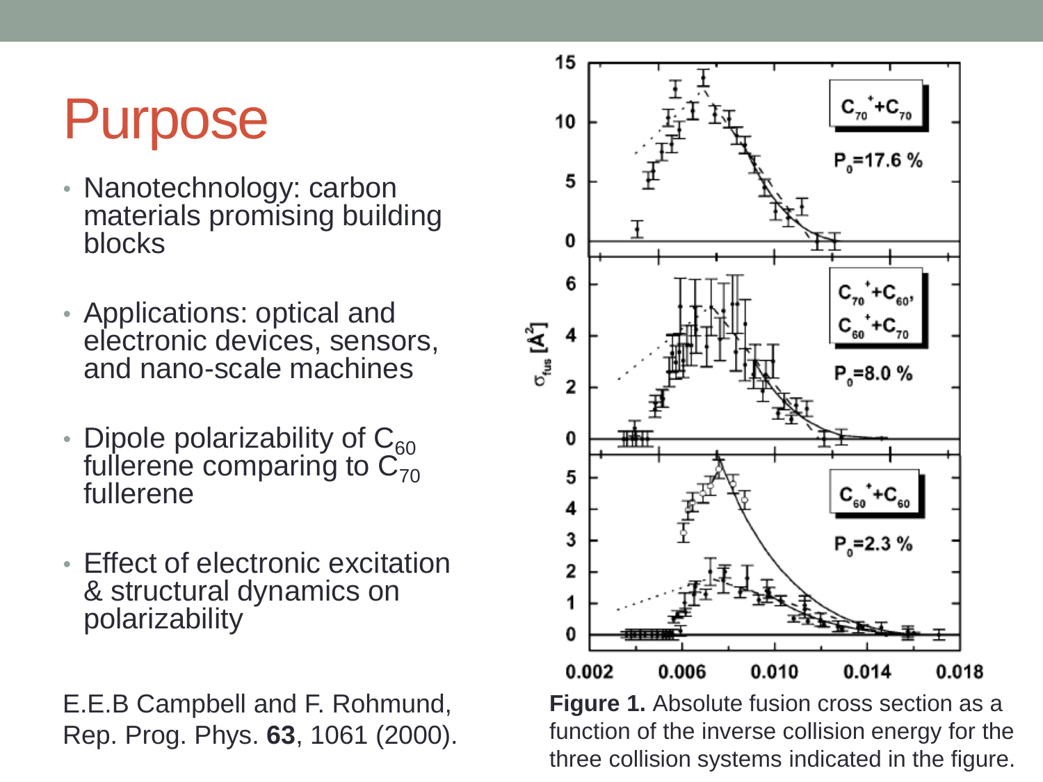# Purpose

- Nanotechnology: carbon materials promising building blocks
- Applications: optical and electronic devices, sensors, and nano-scale machines
- Dipole polarizability of $C_{60}$ fullerene comparing to $C_{70}$ fullerene
- Effect of electronic excitation & structural dynamics on polarizability

E.E.B Campbell and F. Rohmund, Rep. Prog. Phys. **63**, 1061 (2000).

**Figure 1.** Absolute fusion cross section as a function of the inverse collision energy for the three collision systems indicated in the figure.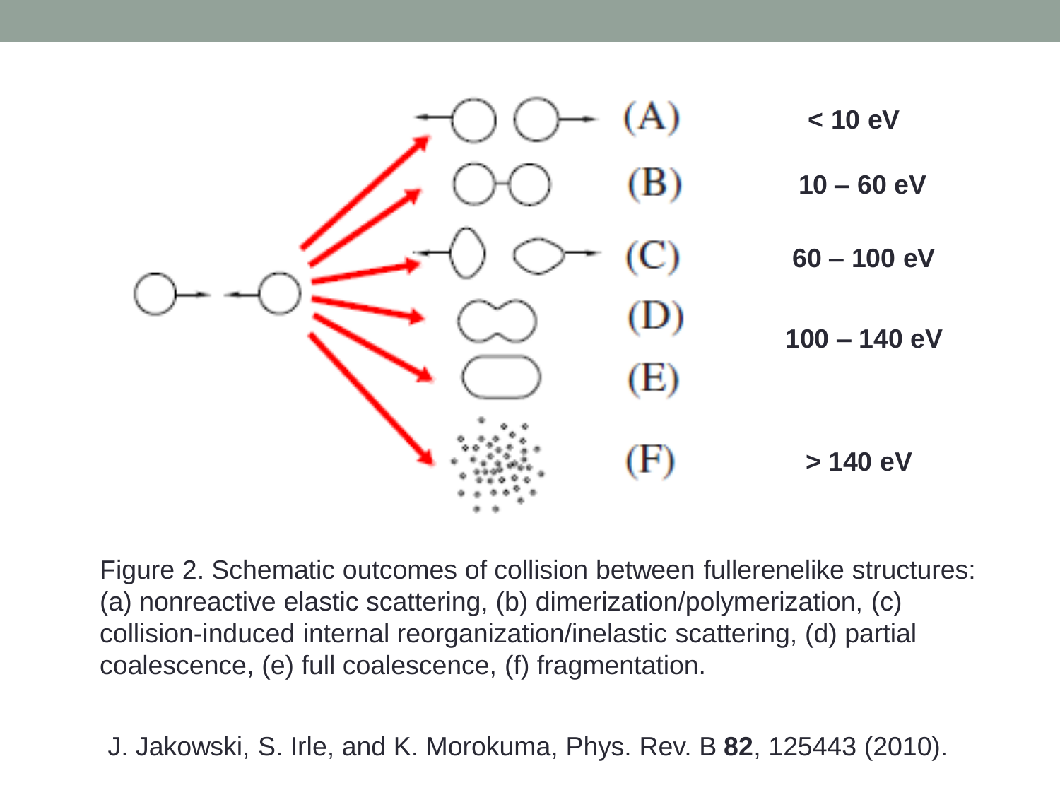| | |
|---|---|
| (A) | < 10 eV |
| (B) | 10 – 60 eV |
| (C) | 60 – 100 eV |
| (D) | 100 – 140 eV |
| (E) | |
| (F) | > 140 eV |

Figure 2. Schematic outcomes of collision between fullerenelike structures: (a) nonreactive elastic scattering, (b) dimerization/polymerization, (c) collision-induced internal reorganization/inelastic scattering, (d) partial coalescence, (e) full coalescence, (f) fragmentation.

J. Jakowski, S. Irle, and K. Morokuma, Phys. Rev. B **82**, 125443 (2010).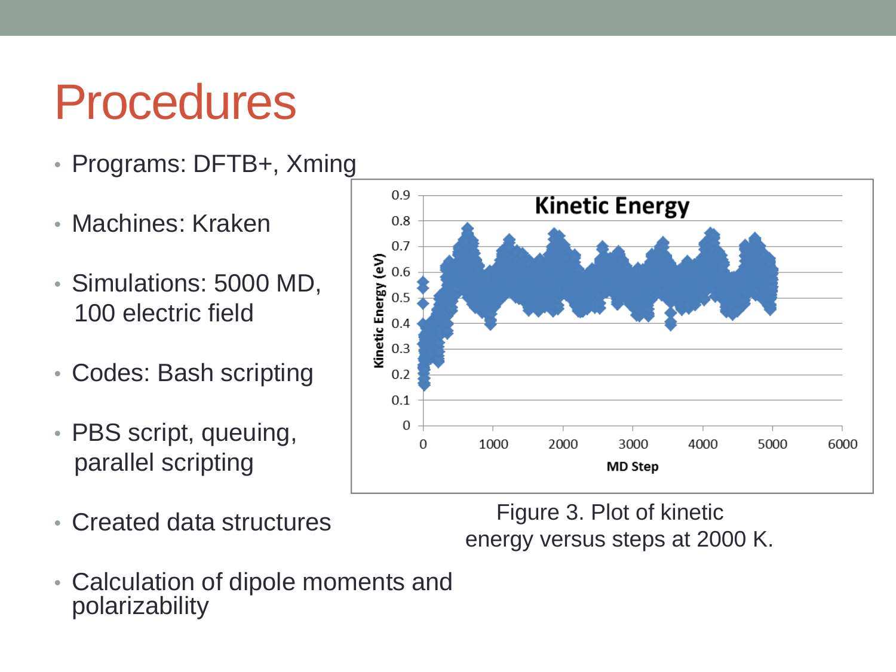# Procedures

- Programs: DFTB+, Xming
- Machines: Kraken
- Simulations: 5000 MD, 100 electric field
- Codes: Bash scripting
- PBS script, queuing, parallel scripting
- Created data structures
- Calculation of dipole moments and polarizability

Figure 3. Plot of kinetic energy versus steps at 2000 K.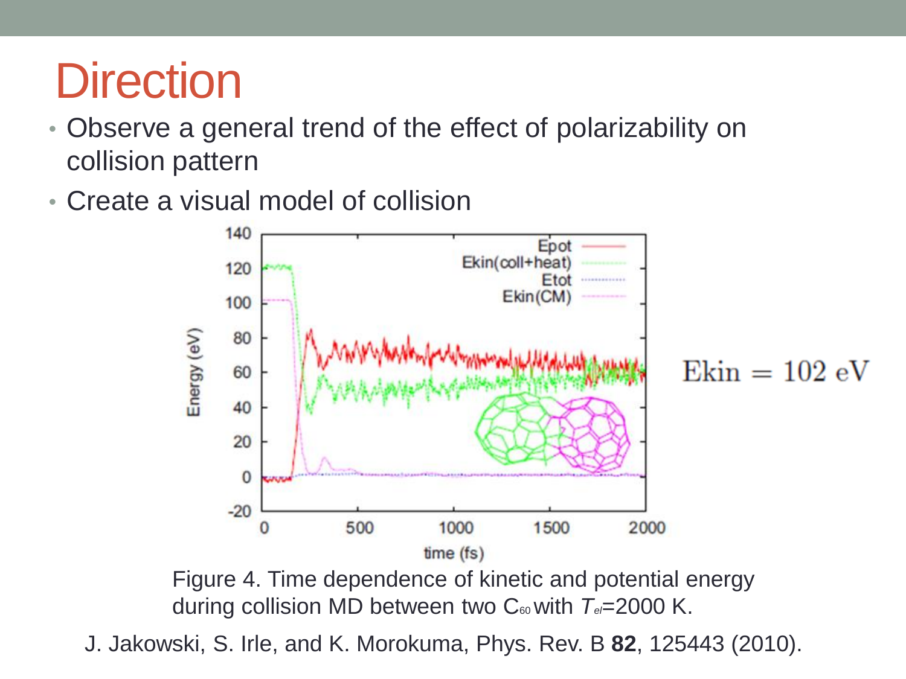# Direction

- Observe a general trend of the effect of polarizability on collision pattern
- Create a visual model of collision

140
120
100
80
60
40
20
0
-20

Energy (eV)

0
500
1000
1500
2000

time (fs)

Epot
Ekin(coll+heat)
Etot
Ekin(CM)

$\mathrm{Ekin} = 102\ \mathrm{eV}$

Figure 4. Time dependence of kinetic and potential energy during collision MD between two $C_{60}$ with $T_{el}$=2000 K.

J. Jakowski, S. Irle, and K. Morokuma, Phys. Rev. B **82**, 125443 (2010).